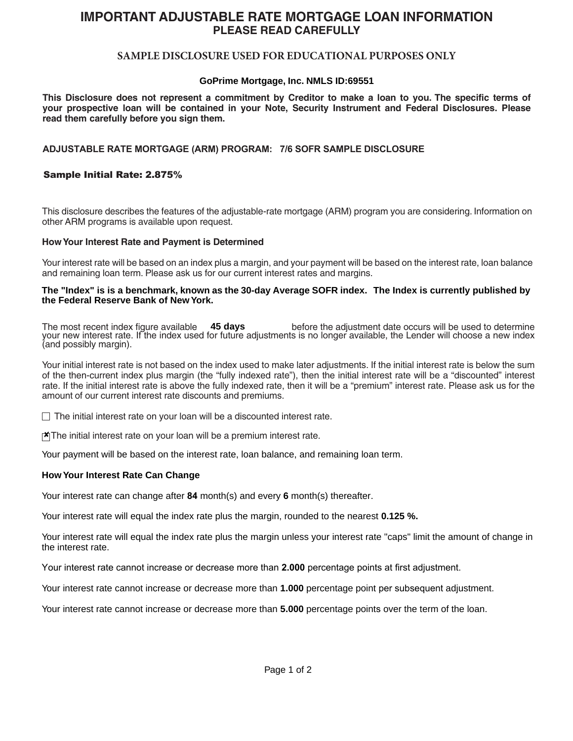# IMPORTANT ADJUSTABLE RATE MORTGAGE LOAN INFORMATION

## PLEASE READ CAREFULLY

### SAMPLE DISCLOSURE USED FOR EDUCATIONAL PURPOSES ONLY

**GoPrime Mortgage, Inc. NMLS ID:69551**

**This Disclosure does not represent a commitment by Creditor to make a loan to you. The specific terms of your prospective loan will be contained in your Note, Security Instrument and Federal Disclosures. Please read them carefully before you sign them.**

**ADJUSTABLE RATE MORTGAGE (ARM) PROGRAM: 7/6 SOFR SAMPLE DISCLOSURE**

**Sample Initial Rate: 2.875%**

This disclosure describes the features of the adjustable-rate mortgage (ARM) program you are considering. Information on other ARM programs is available upon request.

**How Your Interest Rate and Payment is Determined**

Your interest rate will be based on an index plus a margin, and your payment will be based on the interest rate, loan balance and remaining loan term. Please ask us for our current interest rates and margins.

**The "Index" is is a benchmark, known as the 30-day Average SOFR index. The Index is currently published by the Federal Reserve Bank of New York.**

The most recent index figure available **45 days** before the adjustment date occurs will be used to determine your new interest rate. If the index used for future adjustments is no longer available, the Lender will choose a new index (and possibly margin).

Your initial interest rate is not based on the index used to make later adjustments. If the initial interest rate is below the sum of the then-current index plus margin (the "fully indexed rate"), then the initial interest rate will be a "discounted" interest rate. If the initial interest rate is above the fully indexed rate, then it will be a "premium" interest rate. Please ask us for the amount of our current interest rate discounts and premiums.

☐ The initial interest rate on your loan will be a discounted interest rate.

☒ The initial interest rate on your loan will be a premium interest rate.

Your payment will be based on the interest rate, loan balance, and remaining loan term.

**How Your Interest Rate Can Change**

Your interest rate can change after **84** month(s) and every **6** month(s) thereafter.

Your interest rate will equal the index rate plus the margin, rounded to the nearest **0.125 %.**

Your interest rate will equal the index rate plus the margin unless your interest rate "caps" limit the amount of change in the interest rate.

Your interest rate cannot increase or decrease more than **2.000** percentage points at first adjustment.

Your interest rate cannot increase or decrease more than **1.000** percentage point per subsequent adjustment.

Your interest rate cannot increase or decrease more than **5.000** percentage points over the term of the loan.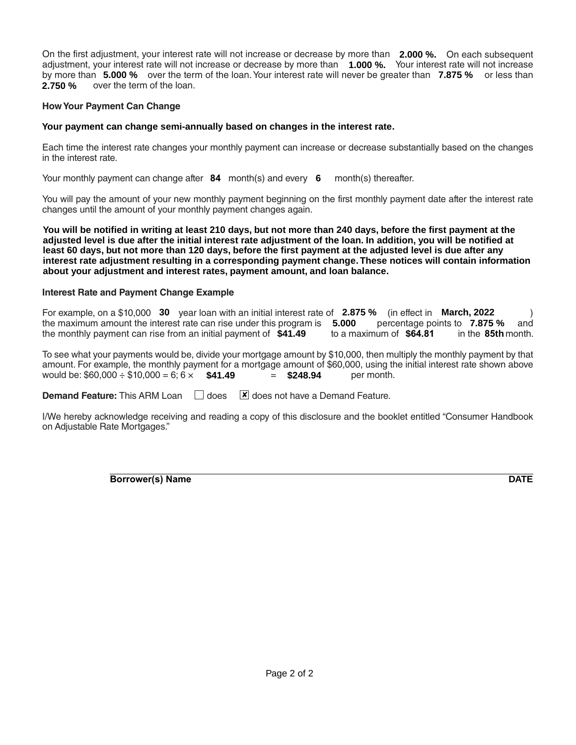On the first adjustment, your interest rate will not increase or decrease by more than **2.000 %.** On each subsequent adjustment, your interest rate will not increase or decrease by more than **1.000 %.** Your interest rate will not increase by more than **5.000 %** over the term of the loan. Your interest rate will never be greater than **7.875 %** or less than **2.750 %** over the term of the loan.

**How Your Payment Can Change**

**Your payment can change semi-annually based on changes in the interest rate.**

Each time the interest rate changes your monthly payment can increase or decrease substantially based on the changes in the interest rate.

Your monthly payment can change after **84** month(s) and every **6** month(s) thereafter.

You will pay the amount of your new monthly payment beginning on the first monthly payment date after the interest rate changes until the amount of your monthly payment changes again.

**You will be notified in writing at least 210 days, but not more than 240 days, before the first payment at the adjusted level is due after the initial interest rate adjustment of the loan. In addition, you will be notified at least 60 days, but not more than 120 days, before the first payment at the adjusted level is due after any interest rate adjustment resulting in a corresponding payment change. These notices will contain information about your adjustment and interest rates, payment amount, and loan balance.**

**Interest Rate and Payment Change Example**

For example, on a $10,000 **30** year loan with an initial interest rate of **2.875 %** (in effect in **March, 2022** ) the maximum amount the interest rate can rise under this program is **5.000** percentage points to **7.875 %** and the monthly payment can rise from an initial payment of **$41.49** to a maximum of **$64.81** in the **85th** month.

To see what your payments would be, divide your mortgage amount by $10,000, then multiply the monthly payment by that amount. For example, the monthly payment for a mortgage amount of $60,000, using the initial interest rate shown above would be: $60,000 ÷ $10,000 = 6; 6 × **$41.49** = **$248.94** per month.

**Demand Feature:** This ARM Loan ☐ does ☒ does not have a Demand Feature.

I/We hereby acknowledge receiving and reading a copy of this disclosure and the booklet entitled "Consumer Handbook on Adjustable Rate Mortgages."

**Borrower(s) Name** **DATE**